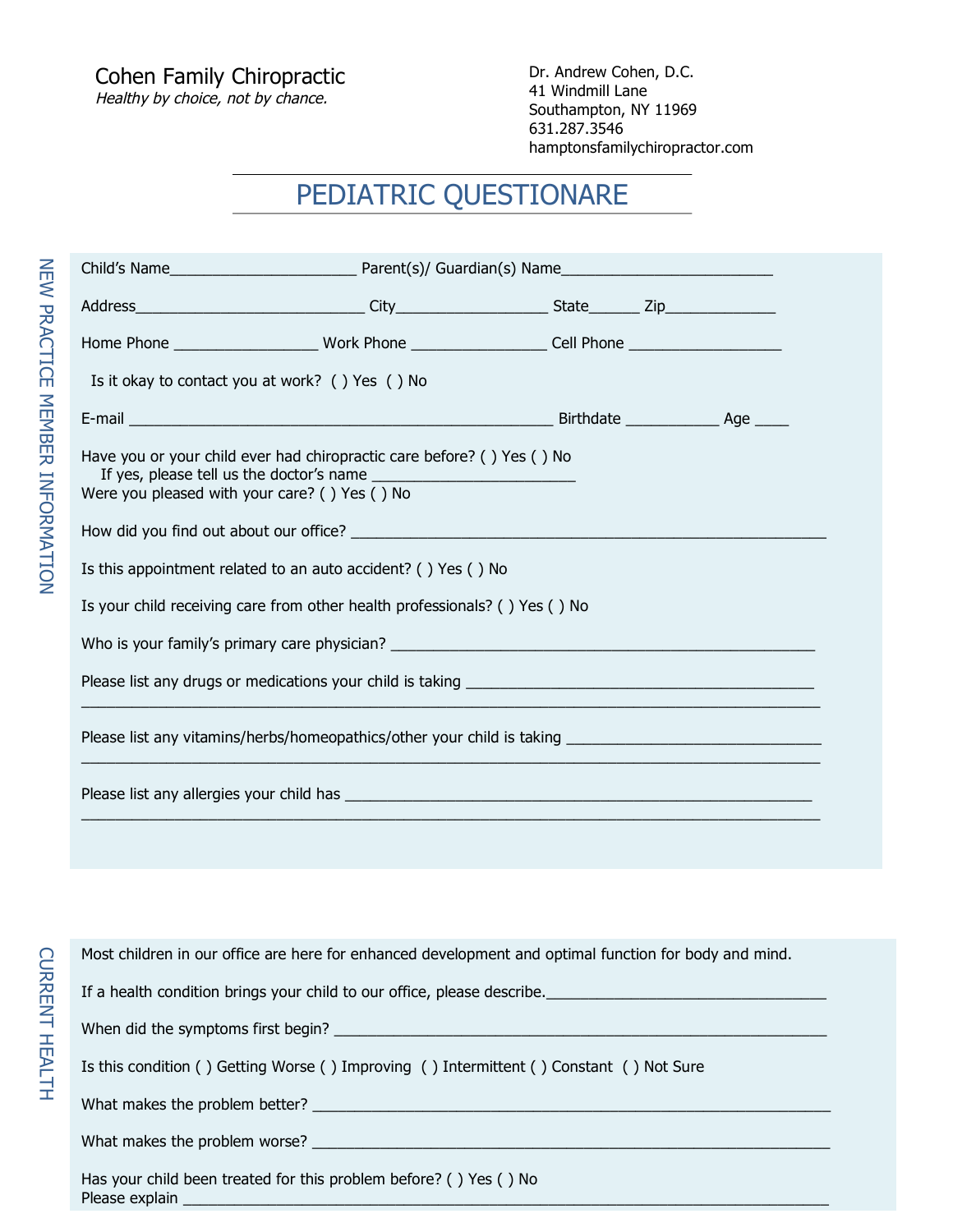Cohen Family Chiropractic

*Healthy by choice, not by chance.*

Dr. Andrew Cohen, D.C.
41 Windmill Lane
Southampton, NY 11969
631.287.3546
hamptonsfamilychiropractor.com

# PEDIATRIC QUESTIONARE

## NEW PRACTICE MEMBER INFORMATION

Child's Name_______________________ Parent(s)/ Guardian(s) Name__________________________

Address____________________________ City__________________ State______ Zip_____________

Home Phone _________________ Work Phone ________________ Cell Phone __________________

Is it okay to contact you at work? ( ) Yes ( ) No

E-mail ____________________________________________________ Birthdate ___________ Age ____

Have you or your child ever had chiropractic care before? ( ) Yes ( ) No
If yes, please tell us the doctor's name ________________________
Were you pleased with your care? ( ) Yes ( ) No

How did you find out about our office? __________________________________________________________

Is this appointment related to an auto accident? ( ) Yes ( ) No

Is your child receiving care from other health professionals? ( ) Yes ( ) No

Who is your family's primary care physician? ____________________________________________________

Please list any drugs or medications your child is taking __________________________________________
_____________________________________________________________________________________

Please list any vitamins/herbs/homeopathics/other your child is taking ______________________________
_____________________________________________________________________________________

Please list any allergies your child has _________________________________________________________
_____________________________________________________________________________________

## CURRENT HEALTH

Most children in our office are here for enhanced development and optimal function for body and mind.

If a health condition brings your child to our office, please describe.__________________________________

When did the symptoms first begin? ____________________________________________________________

Is this condition ( ) Getting Worse ( ) Improving ( ) Intermittent ( ) Constant ( ) Not Sure

What makes the problem better? _______________________________________________________________

What makes the problem worse? _______________________________________________________________

Has your child been treated for this problem before? ( ) Yes ( ) No
Please explain _____________________________________________________________________________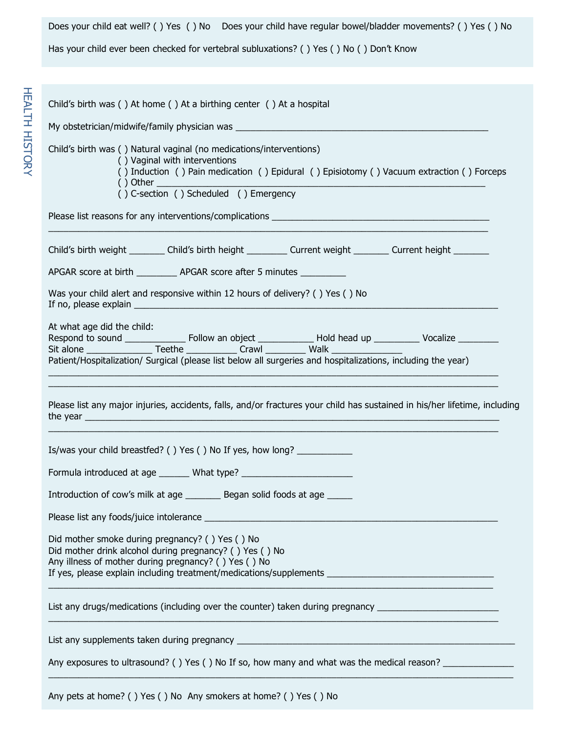Does your child eat well? ( ) Yes ( ) No Does your child have regular bowel/bladder movements? ( ) Yes ( ) No

Has your child ever been checked for vertebral subluxations? ( ) Yes ( ) No ( ) Don't Know

## HEALTH HISTORY

Child's birth was ( ) At home ( ) At a birthing center ( ) At a hospital

My obstetrician/midwife/family physician was ____________________________________________________

Child's birth was ( ) Natural vaginal (no medications/interventions)
( ) Vaginal with interventions
( ) Induction ( ) Pain medication ( ) Epidural ( ) Episiotomy ( ) Vacuum extraction ( ) Forceps
( ) Other ____________________________________________________________________
( ) C-section ( ) Scheduled ( ) Emergency

Please list reasons for any interventions/complications _____________________________________________
_________________________________________________________________________________________

Child's birth weight _______ Child's birth height ________ Current weight _______ Current height _______

APGAR score at birth ________ APGAR score after 5 minutes _________

Was your child alert and responsive within 12 hours of delivery? ( ) Yes ( ) No
If no, please explain _______________________________________________________________________

At what age did the child:
Respond to sound ____________ Follow an object ___________ Hold head up _________ Vocalize ________
Sit alone _____________ Teethe __________ Crawl ________ Walk ______________
Patient/Hospitalization/ Surgical (please list below all surgeries and hospitalizations, including the year)
_________________________________________________________________________________________
_________________________________________________________________________________________

Please list any major injuries, accidents, falls, and/or fractures your child has sustained in his/her lifetime, including the year _______________________________________________________________________________
_________________________________________________________________________________________

Is/was your child breastfed? ( ) Yes ( ) No If yes, how long? ___________

Formula introduced at age ______ What type? ______________________

Introduction of cow's milk at age _______ Began solid foods at age _____

Please list any foods/juice intolerance ____________________________________________________________

Did mother smoke during pregnancy? ( ) Yes ( ) No
Did mother drink alcohol during pregnancy? ( ) Yes ( ) No
Any illness of mother during pregnancy? ( ) Yes ( ) No
If yes, please explain including treatment/medications/supplements __________________________________
_________________________________________________________________________________________

List any drugs/medications (including over the counter) taken during pregnancy ________________________
_________________________________________________________________________________________

List any supplements taken during pregnancy _________________________________________________________

Any exposures to ultrasound? ( ) Yes ( ) No If so, how many and what was the medical reason? ______________
_________________________________________________________________________________________

Any pets at home? ( ) Yes ( ) No Any smokers at home? ( ) Yes ( ) No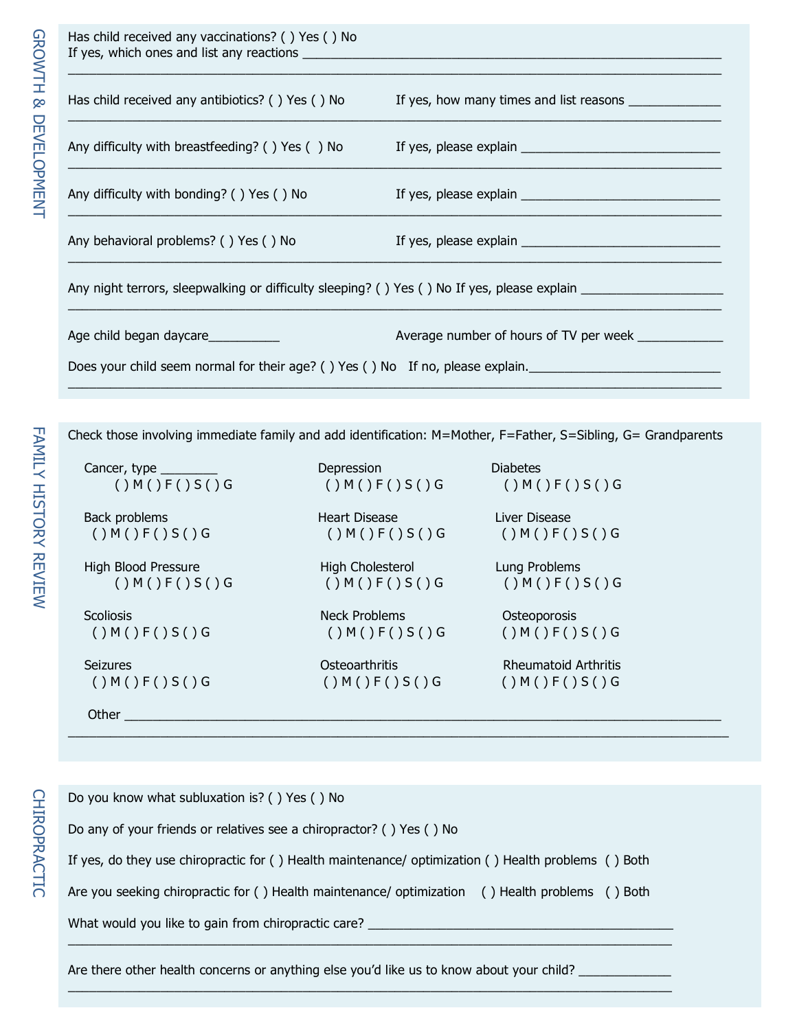## GROWTH & DEVELOPMENT

Has child received any vaccinations? ( ) Yes ( ) No
If yes, which ones and list any reactions ______________________________________________________________
______________________________________________________________________________________________

Has child received any antibiotics? ( ) Yes ( ) No If yes, how many times and list reasons _____________
______________________________________________________________________________________________

Any difficulty with breastfeeding? ( ) Yes ( ) No If yes, please explain ____________________________
______________________________________________________________________________________________

Any difficulty with bonding? ( ) Yes ( ) No If yes, please explain ____________________________
______________________________________________________________________________________________

Any behavioral problems? ( ) Yes ( ) No If yes, please explain ____________________________
______________________________________________________________________________________________

Any night terrors, sleepwalking or difficulty sleeping? ( ) Yes ( ) No If yes, please explain ___________________
______________________________________________________________________________________________

Age child began daycare__________ Average number of hours of TV per week ____________

Does your child seem normal for their age? ( ) Yes ( ) No If no, please explain.___________________________
______________________________________________________________________________________________

## FAMILY HISTORY REVIEW

Check those involving immediate family and add identification: M=Mother, F=Father, S=Sibling, G= Grandparents

| | | |
|---|---|---|
| Cancer, type ________ ( ) M ( ) F ( ) S ( ) G | Depression ( ) M ( ) F ( ) S ( ) G | Diabetes ( ) M ( ) F ( ) S ( ) G |
| Back problems ( ) M ( ) F ( ) S ( ) G | Heart Disease ( ) M ( ) F ( ) S ( ) G | Liver Disease ( ) M ( ) F ( ) S ( ) G |
| High Blood Pressure ( ) M ( ) F ( ) S ( ) G | High Cholesterol ( ) M ( ) F ( ) S ( ) G | Lung Problems ( ) M ( ) F ( ) S ( ) G |
| Scoliosis ( ) M ( ) F ( ) S ( ) G | Neck Problems ( ) M ( ) F ( ) S ( ) G | Osteoporosis ( ) M ( ) F ( ) S ( ) G |
| Seizures ( ) M ( ) F ( ) S ( ) G | Osteoarthritis ( ) M ( ) F ( ) S ( ) G | Rheumatoid Arthritis ( ) M ( ) F ( ) S ( ) G |

Other ______________________________________________________________________________________
______________________________________________________________________________________________

## CHIROPRACTIC

Do you know what subluxation is? ( ) Yes ( ) No

Do any of your friends or relatives see a chiropractor? ( ) Yes ( ) No

If yes, do they use chiropractic for ( ) Health maintenance/ optimization ( ) Health problems ( ) Both

Are you seeking chiropractic for ( ) Health maintenance/ optimization ( ) Health problems ( ) Both

What would you like to gain from chiropractic care? ____________________________________________
______________________________________________________________________________________________

Are there other health concerns or anything else you'd like us to know about your child? _____________
______________________________________________________________________________________________